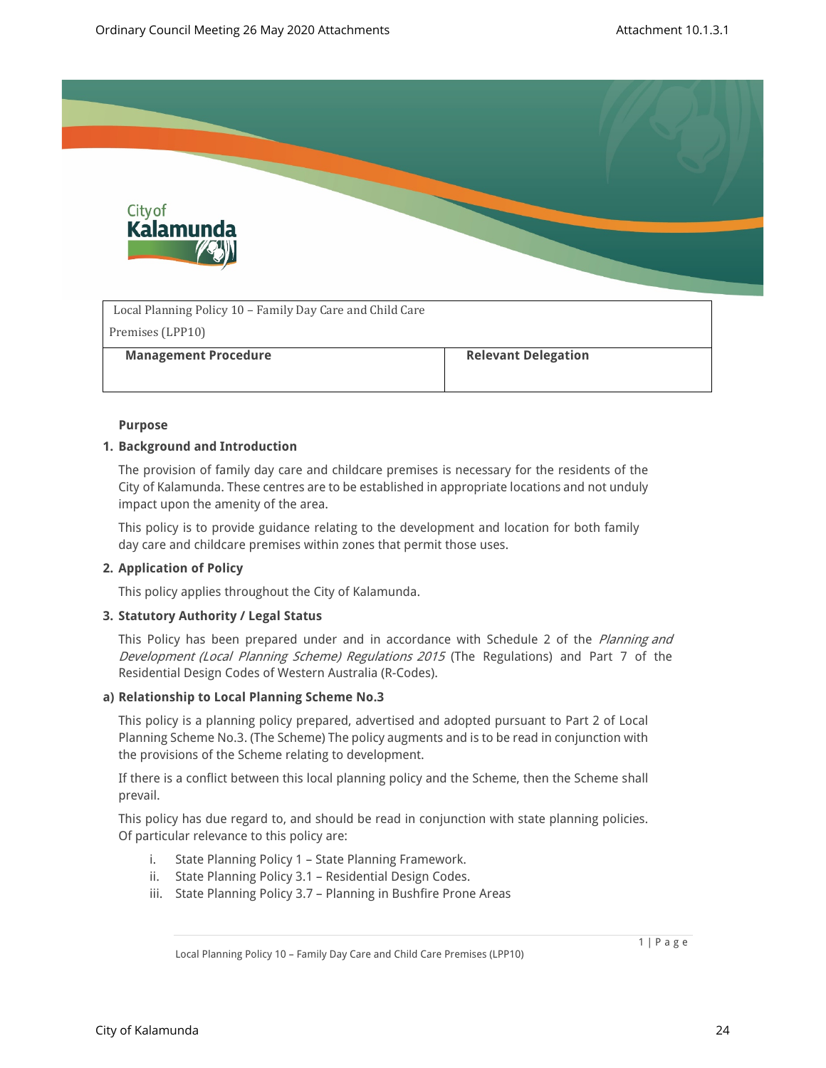| Local Planning Policy 10 – Family Day Care and Child Care Premises (LPP10) | |
|---|---|
| **Management Procedure** | **Relevant Delegation** |

**Purpose**

**1. Background and Introduction**

The provision of family day care and childcare premises is necessary for the residents of the City of Kalamunda. These centres are to be established in appropriate locations and not unduly impact upon the amenity of the area.

This policy is to provide guidance relating to the development and location for both family day care and childcare premises within zones that permit those uses.

**2. Application of Policy**

This policy applies throughout the City of Kalamunda.

**3. Statutory Authority / Legal Status**

This Policy has been prepared under and in accordance with Schedule 2 of the *Planning and Development (Local Planning Scheme) Regulations 2015* (The Regulations) and Part 7 of the Residential Design Codes of Western Australia (R-Codes).

**a) Relationship to Local Planning Scheme No.3**

This policy is a planning policy prepared, advertised and adopted pursuant to Part 2 of Local Planning Scheme No.3. (The Scheme) The policy augments and is to be read in conjunction with the provisions of the Scheme relating to development.

If there is a conflict between this local planning policy and the Scheme, then the Scheme shall prevail.

This policy has due regard to, and should be read in conjunction with state planning policies. Of particular relevance to this policy are:

i. State Planning Policy 1 – State Planning Framework.
ii. State Planning Policy 3.1 – Residential Design Codes.
iii. State Planning Policy 3.7 – Planning in Bushfire Prone Areas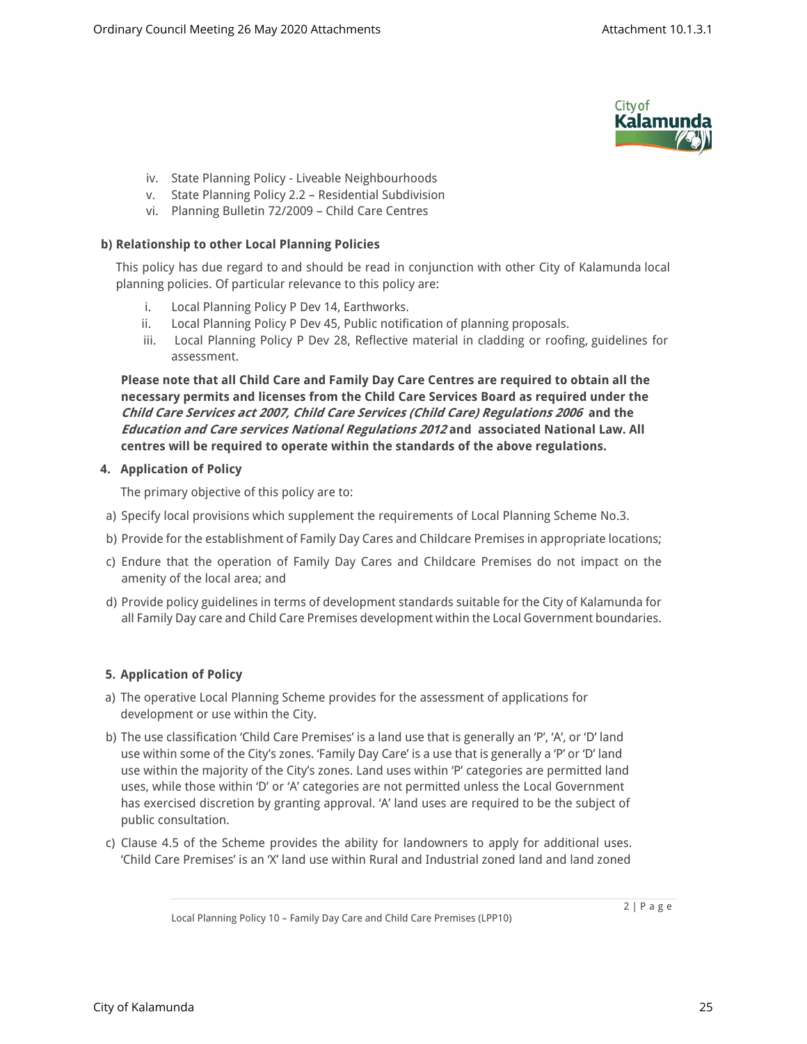iv. State Planning Policy - Liveable Neighbourhoods
v. State Planning Policy 2.2 – Residential Subdivision
vi. Planning Bulletin 72/2009 – Child Care Centres

**b) Relationship to other Local Planning Policies**

This policy has due regard to and should be read in conjunction with other City of Kalamunda local planning policies. Of particular relevance to this policy are:

i. Local Planning Policy P Dev 14, Earthworks.
ii. Local Planning Policy P Dev 45, Public notification of planning proposals.
iii. Local Planning Policy P Dev 28, Reflective material in cladding or roofing, guidelines for assessment.

**Please note that all Child Care and Family Day Care Centres are required to obtain all the necessary permits and licenses from the Child Care Services Board as required under the *Child Care Services act 2007, Child Care Services (Child Care) Regulations 2006* and the *Education and Care services National Regulations 2012* and associated National Law. All centres will be required to operate within the standards of the above regulations.**

**4. Application of Policy**

The primary objective of this policy are to:

a) Specify local provisions which supplement the requirements of Local Planning Scheme No.3.
b) Provide for the establishment of Family Day Cares and Childcare Premises in appropriate locations;
c) Endure that the operation of Family Day Cares and Childcare Premises do not impact on the amenity of the local area; and
d) Provide policy guidelines in terms of development standards suitable for the City of Kalamunda for all Family Day care and Child Care Premises development within the Local Government boundaries.

**5. Application of Policy**

a) The operative Local Planning Scheme provides for the assessment of applications for development or use within the City.
b) The use classification 'Child Care Premises' is a land use that is generally an 'P', 'A', or 'D' land use within some of the City's zones. 'Family Day Care' is a use that is generally a 'P' or 'D' land use within the majority of the City's zones. Land uses within 'P' categories are permitted land uses, while those within 'D' or 'A' categories are not permitted unless the Local Government has exercised discretion by granting approval. 'A' land uses are required to be the subject of public consultation.
c) Clause 4.5 of the Scheme provides the ability for landowners to apply for additional uses. 'Child Care Premises' is an 'X' land use within Rural and Industrial zoned land and land zoned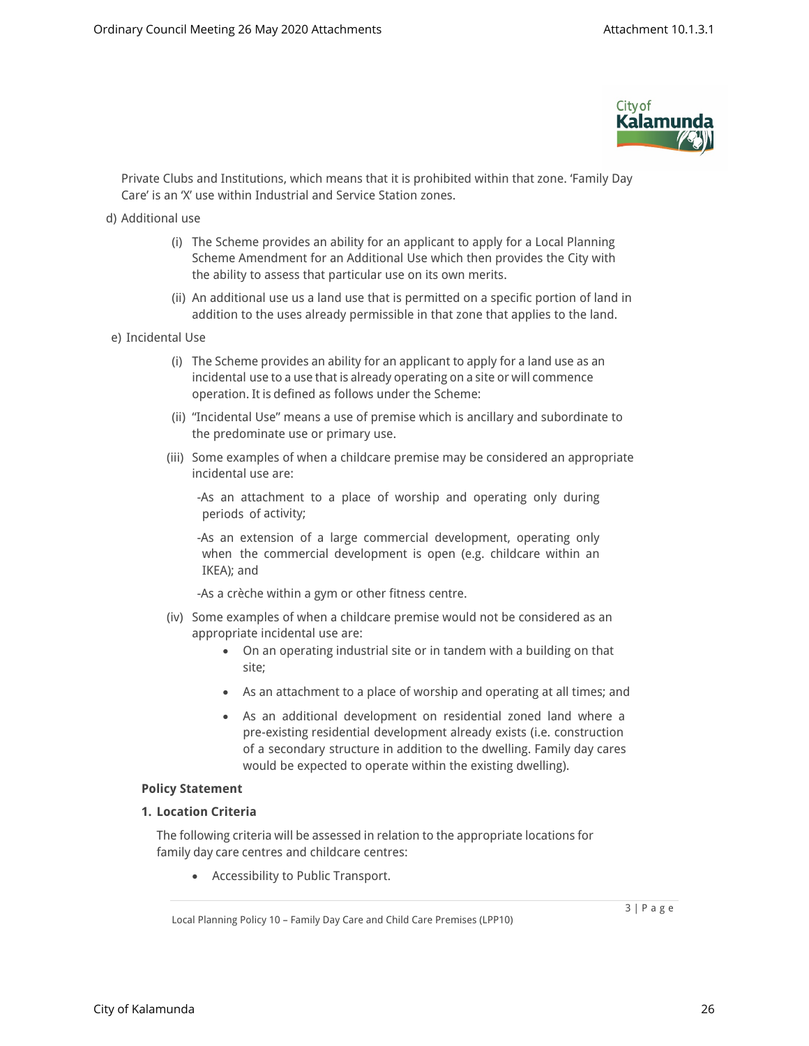Private Clubs and Institutions, which means that it is prohibited within that zone. 'Family Day Care' is an 'X' use within Industrial and Service Station zones.

d) Additional use

(i) The Scheme provides an ability for an applicant to apply for a Local Planning Scheme Amendment for an Additional Use which then provides the City with the ability to assess that particular use on its own merits.

(ii) An additional use us a land use that is permitted on a specific portion of land in addition to the uses already permissible in that zone that applies to the land.

e) Incidental Use

(i) The Scheme provides an ability for an applicant to apply for a land use as an incidental use to a use that is already operating on a site or will commence operation. It is defined as follows under the Scheme:

(ii) "Incidental Use" means a use of premise which is ancillary and subordinate to the predominate use or primary use.

(iii) Some examples of when a childcare premise may be considered an appropriate incidental use are:

-As an attachment to a place of worship and operating only during periods of activity;

-As an extension of a large commercial development, operating only when the commercial development is open (e.g. childcare within an IKEA); and

-As a crèche within a gym or other fitness centre.

(iv) Some examples of when a childcare premise would not be considered as an appropriate incidental use are:

- On an operating industrial site or in tandem with a building on that site;
- As an attachment to a place of worship and operating at all times; and
- As an additional development on residential zoned land where a pre-existing residential development already exists (i.e. construction of a secondary structure in addition to the dwelling. Family day cares would be expected to operate within the existing dwelling).

**Policy Statement**

**1. Location Criteria**

The following criteria will be assessed in relation to the appropriate locations for family day care centres and childcare centres:

- Accessibility to Public Transport.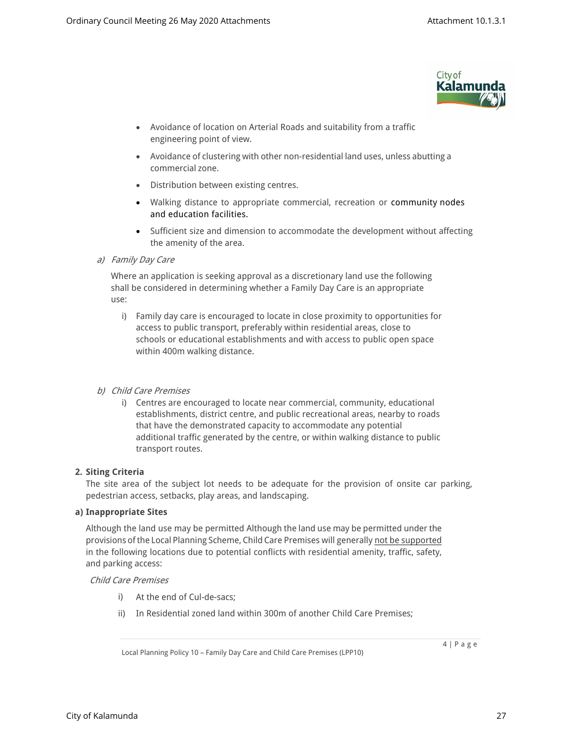- Avoidance of location on Arterial Roads and suitability from a traffic engineering point of view.
- Avoidance of clustering with other non-residential land uses, unless abutting a commercial zone.
- Distribution between existing centres.
- Walking distance to appropriate commercial, recreation or community nodes and education facilities.
- Sufficient size and dimension to accommodate the development without affecting the amenity of the area.

a) *Family Day Care*

Where an application is seeking approval as a discretionary land use the following shall be considered in determining whether a Family Day Care is an appropriate use:

i) Family day care is encouraged to locate in close proximity to opportunities for access to public transport, preferably within residential areas, close to schools or educational establishments and with access to public open space within 400m walking distance.

b) *Child Care Premises*

i) Centres are encouraged to locate near commercial, community, educational establishments, district centre, and public recreational areas, nearby to roads that have the demonstrated capacity to accommodate any potential additional traffic generated by the centre, or within walking distance to public transport routes.

**2. Siting Criteria**

The site area of the subject lot needs to be adequate for the provision of onsite car parking, pedestrian access, setbacks, play areas, and landscaping.

**a) Inappropriate Sites**

Although the land use may be permitted Although the land use may be permitted under the provisions of the Local Planning Scheme, Child Care Premises will generally <u>not be supported</u> in the following locations due to potential conflicts with residential amenity, traffic, safety, and parking access:

*Child Care Premises*

i) At the end of Cul-de-sacs;

ii) In Residential zoned land within 300m of another Child Care Premises;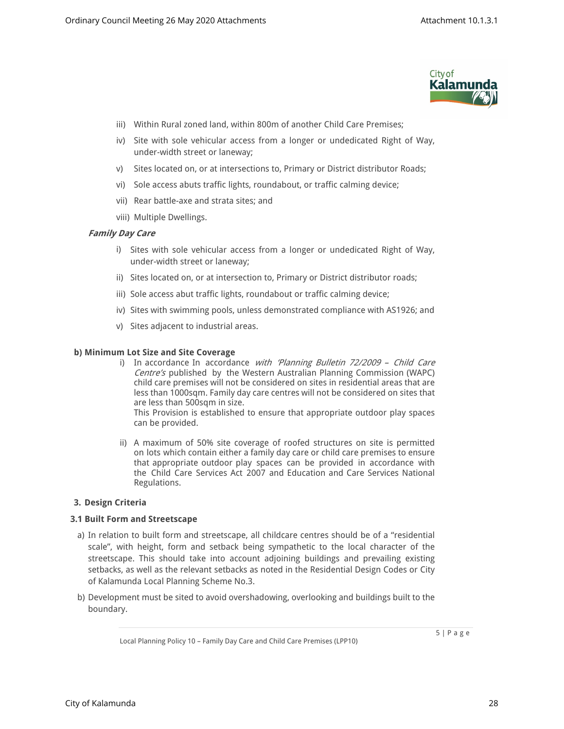iii) Within Rural zoned land, within 800m of another Child Care Premises;

iv) Site with sole vehicular access from a longer or undedicated Right of Way, under-width street or laneway;

v) Sites located on, or at intersections to, Primary or District distributor Roads;

vi) Sole access abuts traffic lights, roundabout, or traffic calming device;

vii) Rear battle-axe and strata sites; and

viii) Multiple Dwellings.

***Family Day Care***

i) Sites with sole vehicular access from a longer or undedicated Right of Way, under-width street or laneway;

ii) Sites located on, or at intersection to, Primary or District distributor roads;

iii) Sole access abut traffic lights, roundabout or traffic calming device;

iv) Sites with swimming pools, unless demonstrated compliance with AS1926; and

v) Sites adjacent to industrial areas.

**b) Minimum Lot Size and Site Coverage**

i) In accordance In accordance *with 'Planning Bulletin 72/2009 – Child Care Centre's* published by the Western Australian Planning Commission (WAPC) child care premises will not be considered on sites in residential areas that are less than 1000sqm. Family day care centres will not be considered on sites that are less than 500sqm in size.
This Provision is established to ensure that appropriate outdoor play spaces can be provided.

ii) A maximum of 50% site coverage of roofed structures on site is permitted on lots which contain either a family day care or child care premises to ensure that appropriate outdoor play spaces can be provided in accordance with the Child Care Services Act 2007 and Education and Care Services National Regulations.

## 3. Design Criteria

### 3.1 Built Form and Streetscape

a) In relation to built form and streetscape, all childcare centres should be of a "residential scale", with height, form and setback being sympathetic to the local character of the streetscape. This should take into account adjoining buildings and prevailing existing setbacks, as well as the relevant setbacks as noted in the Residential Design Codes or City of Kalamunda Local Planning Scheme No.3.

b) Development must be sited to avoid overshadowing, overlooking and buildings built to the boundary.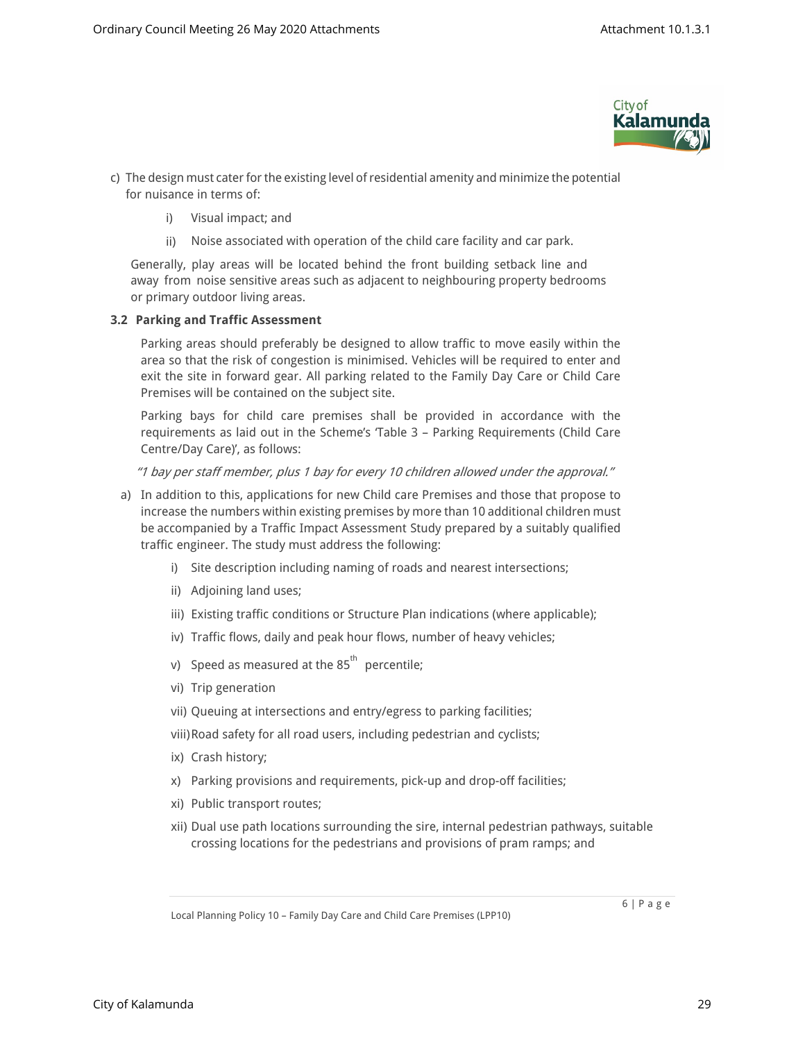c) The design must cater for the existing level of residential amenity and minimize the potential for nuisance in terms of:

   i) Visual impact; and

   ii) Noise associated with operation of the child care facility and car park.

   Generally, play areas will be located behind the front building setback line and away from noise sensitive areas such as adjacent to neighbouring property bedrooms or primary outdoor living areas.

### 3.2 Parking and Traffic Assessment

Parking areas should preferably be designed to allow traffic to move easily within the area so that the risk of congestion is minimised. Vehicles will be required to enter and exit the site in forward gear. All parking related to the Family Day Care or Child Care Premises will be contained on the subject site.

Parking bays for child care premises shall be provided in accordance with the requirements as laid out in the Scheme's 'Table 3 – Parking Requirements (Child Care Centre/Day Care)', as follows:

*"1 bay per staff member, plus 1 bay for every 10 children allowed under the approval."*

a) In addition to this, applications for new Child care Premises and those that propose to increase the numbers within existing premises by more than 10 additional children must be accompanied by a Traffic Impact Assessment Study prepared by a suitably qualified traffic engineer. The study must address the following:

   i) Site description including naming of roads and nearest intersections;

   ii) Adjoining land uses;

   iii) Existing traffic conditions or Structure Plan indications (where applicable);

   iv) Traffic flows, daily and peak hour flows, number of heavy vehicles;

   v) Speed as measured at the $85^{th}$ percentile;

   vi) Trip generation

   vii) Queuing at intersections and entry/egress to parking facilities;

   viii) Road safety for all road users, including pedestrian and cyclists;

   ix) Crash history;

   x) Parking provisions and requirements, pick-up and drop-off facilities;

   xi) Public transport routes;

   xii) Dual use path locations surrounding the sire, internal pedestrian pathways, suitable crossing locations for the pedestrians and provisions of pram ramps; and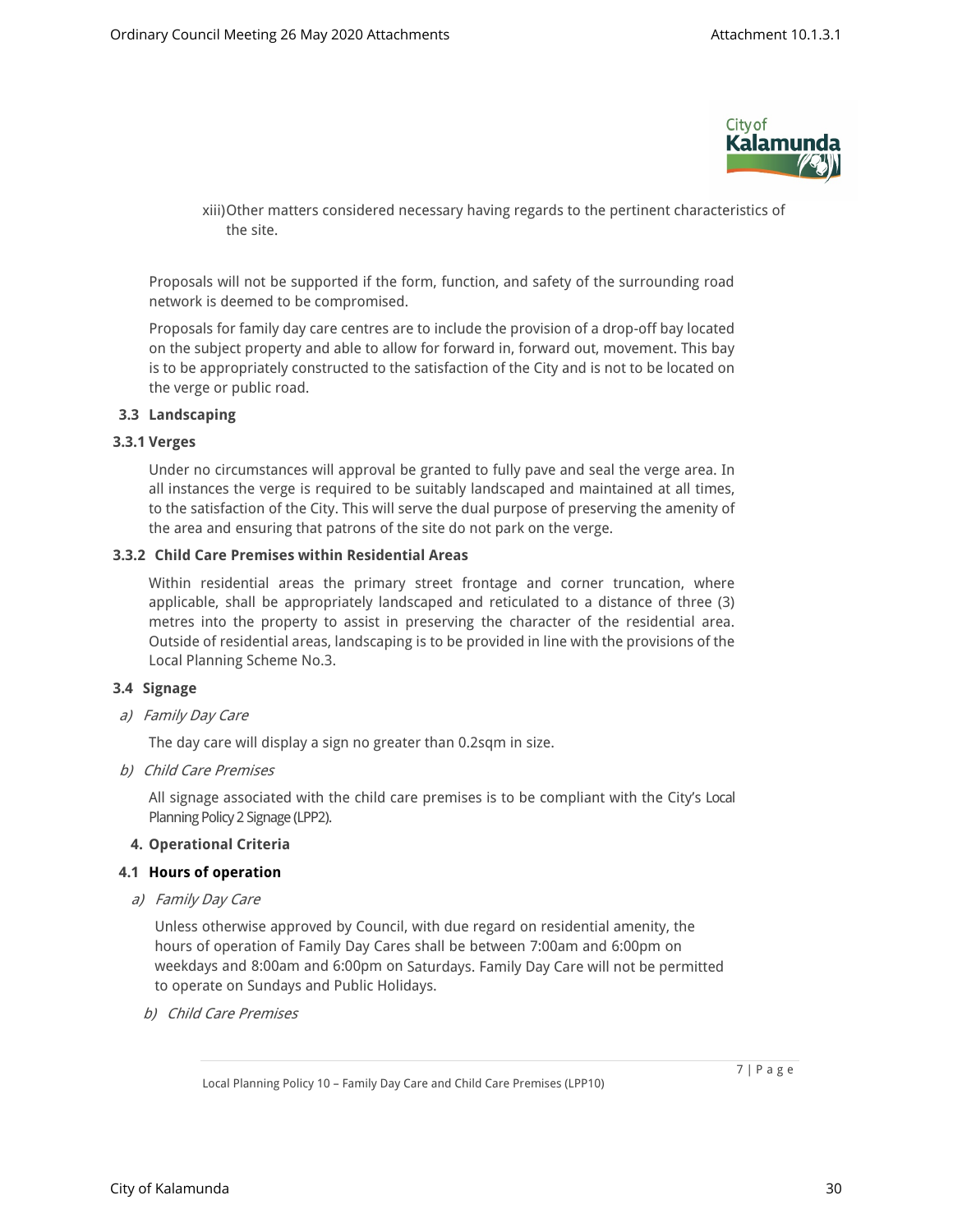xiii) Other matters considered necessary having regards to the pertinent characteristics of the site.

Proposals will not be supported if the form, function, and safety of the surrounding road network is deemed to be compromised.

Proposals for family day care centres are to include the provision of a drop-off bay located on the subject property and able to allow for forward in, forward out, movement. This bay is to be appropriately constructed to the satisfaction of the City and is not to be located on the verge or public road.

### 3.3 Landscaping

#### 3.3.1 Verges

Under no circumstances will approval be granted to fully pave and seal the verge area. In all instances the verge is required to be suitably landscaped and maintained at all times, to the satisfaction of the City. This will serve the dual purpose of preserving the amenity of the area and ensuring that patrons of the site do not park on the verge.

#### 3.3.2 Child Care Premises within Residential Areas

Within residential areas the primary street frontage and corner truncation, where applicable, shall be appropriately landscaped and reticulated to a distance of three (3) metres into the property to assist in preserving the character of the residential area. Outside of residential areas, landscaping is to be provided in line with the provisions of the Local Planning Scheme No.3.

### 3.4 Signage

*a) Family Day Care*

The day care will display a sign no greater than 0.2sqm in size.

*b) Child Care Premises*

All signage associated with the child care premises is to be compliant with the City's Local Planning Policy 2 Signage (LPP2).

## 4. Operational Criteria

### 4.1 Hours of operation

*a) Family Day Care*

Unless otherwise approved by Council, with due regard on residential amenity, the hours of operation of Family Day Cares shall be between 7:00am and 6:00pm on weekdays and 8:00am and 6:00pm on Saturdays. Family Day Care will not be permitted to operate on Sundays and Public Holidays.

*b) Child Care Premises*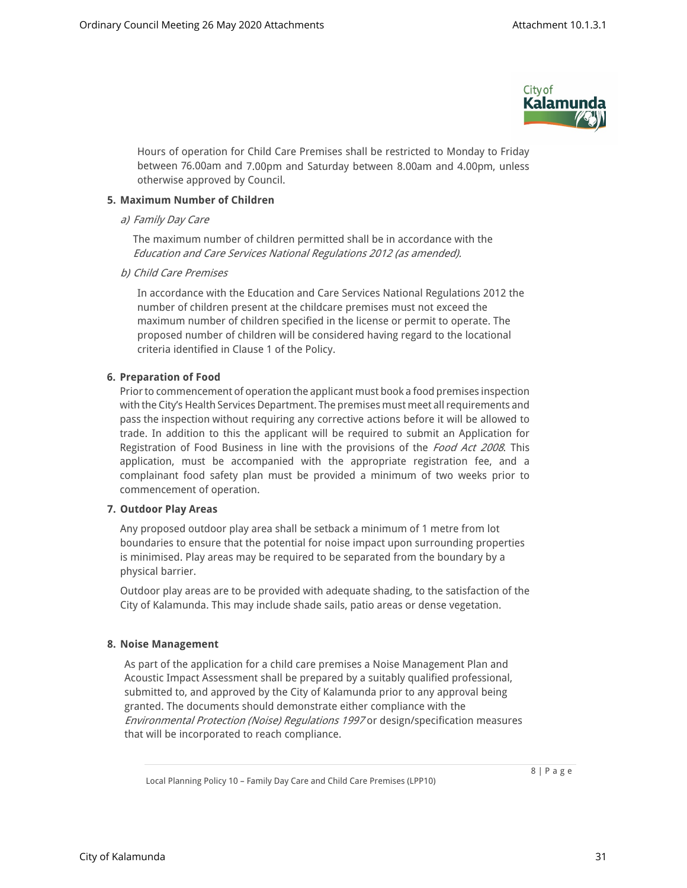Hours of operation for Child Care Premises shall be restricted to Monday to Friday between 76.00am and 7.00pm and Saturday between 8.00am and 4.00pm, unless otherwise approved by Council.

**5. Maximum Number of Children**

*a) Family Day Care*

The maximum number of children permitted shall be in accordance with the *Education and Care Services National Regulations 2012 (as amended).*

*b) Child Care Premises*

In accordance with the Education and Care Services National Regulations 2012 the number of children present at the childcare premises must not exceed the maximum number of children specified in the license or permit to operate. The proposed number of children will be considered having regard to the locational criteria identified in Clause 1 of the Policy.

**6. Preparation of Food**

Prior to commencement of operation the applicant must book a food premises inspection with the City's Health Services Department. The premises must meet all requirements and pass the inspection without requiring any corrective actions before it will be allowed to trade. In addition to this the applicant will be required to submit an Application for Registration of Food Business in line with the provisions of the *Food Act 2008*. This application, must be accompanied with the appropriate registration fee, and a complainant food safety plan must be provided a minimum of two weeks prior to commencement of operation.

**7. Outdoor Play Areas**

Any proposed outdoor play area shall be setback a minimum of 1 metre from lot boundaries to ensure that the potential for noise impact upon surrounding properties is minimised. Play areas may be required to be separated from the boundary by a physical barrier.

Outdoor play areas are to be provided with adequate shading, to the satisfaction of the City of Kalamunda. This may include shade sails, patio areas or dense vegetation.

**8. Noise Management**

As part of the application for a child care premises a Noise Management Plan and Acoustic Impact Assessment shall be prepared by a suitably qualified professional, submitted to, and approved by the City of Kalamunda prior to any approval being granted. The documents should demonstrate either compliance with the *Environmental Protection (Noise) Regulations 1997* or design/specification measures that will be incorporated to reach compliance.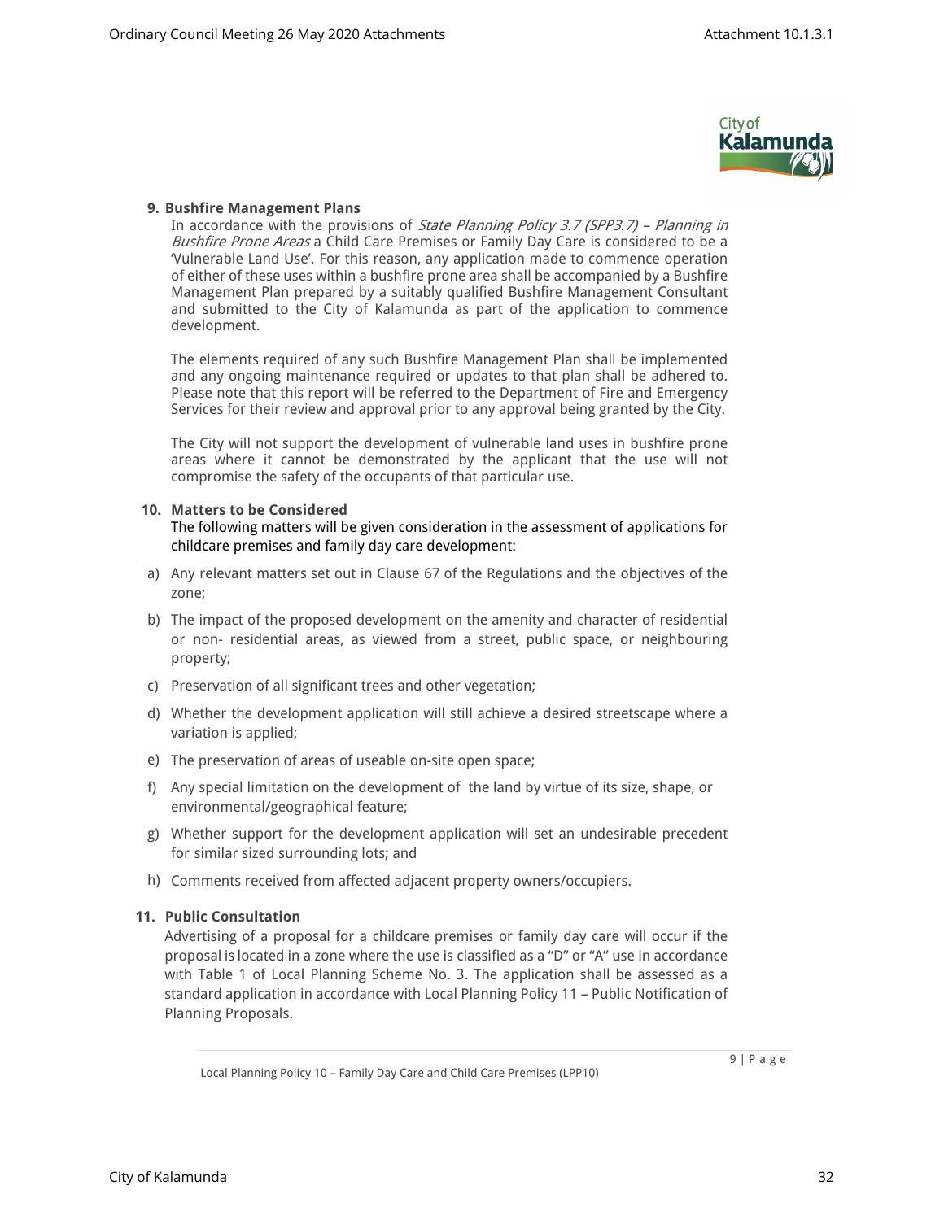**9. Bushfire Management Plans**

In accordance with the provisions of *State Planning Policy 3.7 (SPP3.7) – Planning in Bushfire Prone Areas* a Child Care Premises or Family Day Care is considered to be a 'Vulnerable Land Use'. For this reason, any application made to commence operation of either of these uses within a bushfire prone area shall be accompanied by a Bushfire Management Plan prepared by a suitably qualified Bushfire Management Consultant and submitted to the City of Kalamunda as part of the application to commence development.

The elements required of any such Bushfire Management Plan shall be implemented and any ongoing maintenance required or updates to that plan shall be adhered to. Please note that this report will be referred to the Department of Fire and Emergency Services for their review and approval prior to any approval being granted by the City.

The City will not support the development of vulnerable land uses in bushfire prone areas where it cannot be demonstrated by the applicant that the use will not compromise the safety of the occupants of that particular use.

**10. Matters to be Considered**

The following matters will be given consideration in the assessment of applications for childcare premises and family day care development:

a) Any relevant matters set out in Clause 67 of the Regulations and the objectives of the zone;

b) The impact of the proposed development on the amenity and character of residential or non- residential areas, as viewed from a street, public space, or neighbouring property;

c) Preservation of all significant trees and other vegetation;

d) Whether the development application will still achieve a desired streetscape where a variation is applied;

e) The preservation of areas of useable on-site open space;

f) Any special limitation on the development of the land by virtue of its size, shape, or environmental/geographical feature;

g) Whether support for the development application will set an undesirable precedent for similar sized surrounding lots; and

h) Comments received from affected adjacent property owners/occupiers.

**11. Public Consultation**

Advertising of a proposal for a childcare premises or family day care will occur if the proposal is located in a zone where the use is classified as a "D" or "A" use in accordance with Table 1 of Local Planning Scheme No. 3. The application shall be assessed as a standard application in accordance with Local Planning Policy 11 – Public Notification of Planning Proposals.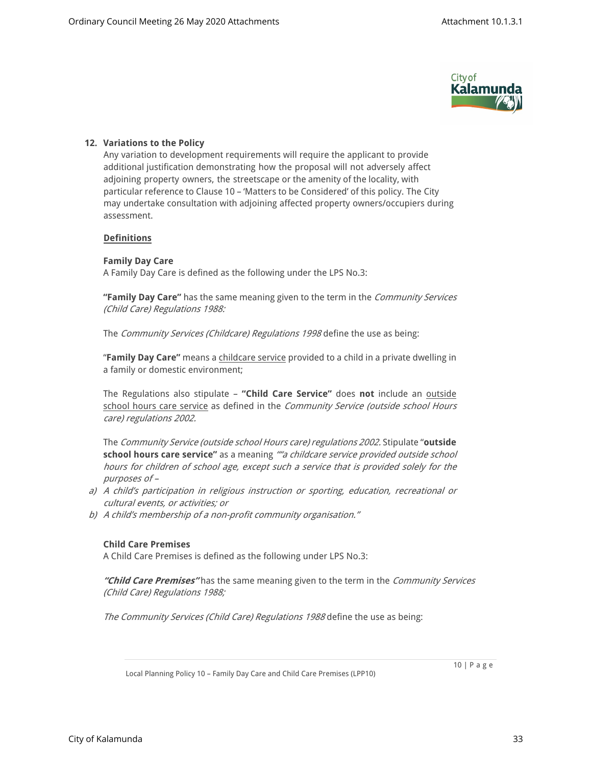## 12. Variations to the Policy

Any variation to development requirements will require the applicant to provide additional justification demonstrating how the proposal will not adversely affect adjoining property owners, the streetscape or the amenity of the locality, with particular reference to Clause 10 – 'Matters to be Considered' of this policy. The City may undertake consultation with adjoining affected property owners/occupiers during assessment.

### Definitions

**Family Day Care**

A Family Day Care is defined as the following under the LPS No.3:

**"Family Day Care"** has the same meaning given to the term in the *Community Services (Child Care) Regulations 1988:*

The *Community Services (Childcare) Regulations 1998* define the use as being:

"**Family Day Care"** means a childcare service provided to a child in a private dwelling in a family or domestic environment;

The Regulations also stipulate – **"Child Care Service"** does **not** include an outside school hours care service as defined in the *Community Service (outside school Hours care) regulations 2002.*

The *Community Service (outside school Hours care) regulations 2002.* Stipulate "**outside school hours care service"** as a meaning *""a childcare service provided outside school hours for children of school age, except such a service that is provided solely for the purposes of –*

a) *A child's participation in religious instruction or sporting, education, recreational or cultural events, or activities; or*
b) *A child's membership of a non-profit community organisation."*

**Child Care Premises**

A Child Care Premises is defined as the following under LPS No.3:

***"Child Care Premises"*** has the same meaning given to the term in the *Community Services (Child Care) Regulations 1988;*

*The Community Services (Child Care) Regulations 1988* define the use as being: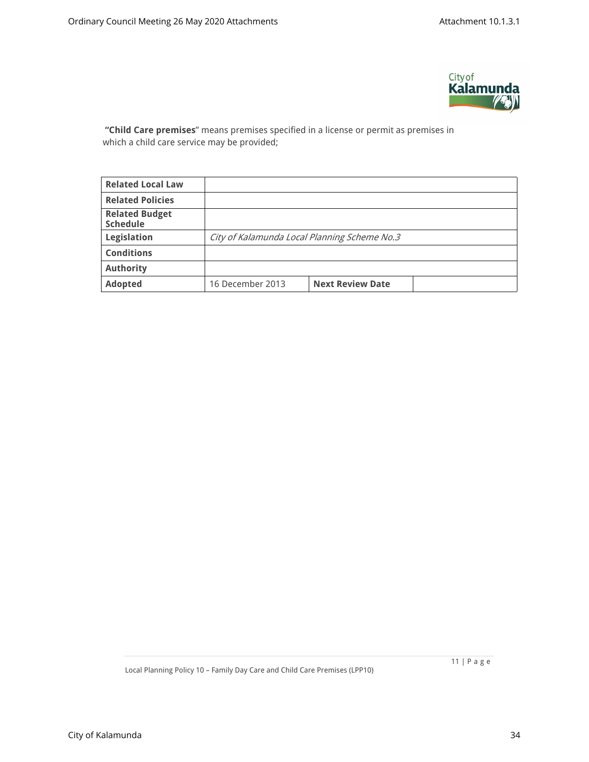**"Child Care premises**" means premises specified in a license or permit as premises in which a child care service may be provided;

| | | | |
|---|---|---|---|
| **Related Local Law** | | | |
| **Related Policies** | | | |
| **Related Budget Schedule** | | | |
| **Legislation** | *City of Kalamunda Local Planning Scheme No.3* | | |
| **Conditions** | | | |
| **Authority** | | | |
| **Adopted** | 16 December 2013 | **Next Review Date** | |